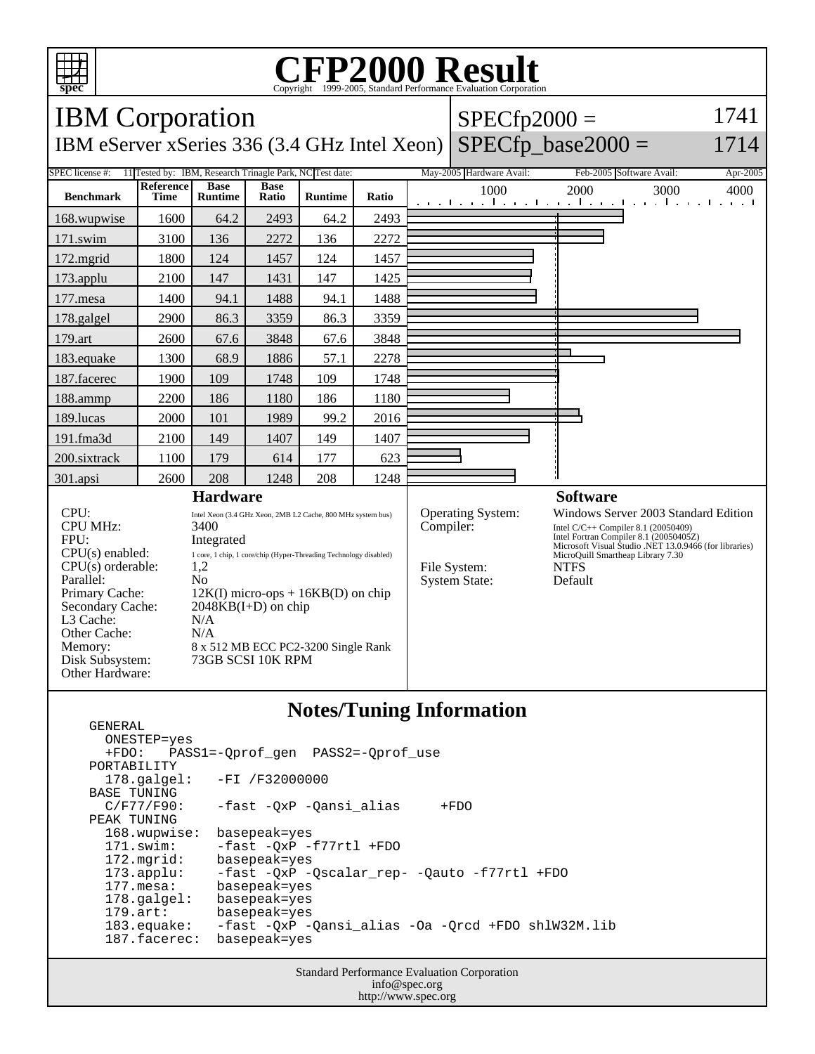# CFP2000 Result

Copyright 1999-2005, Standard Performance Evaluation Corporation

## IBM Corporation

IBM eServer xSeries 336 (3.4 GHz Intel Xeon)

SPECfp2000 = 1741

SPECfp_base2000 = 1714

| SPEC license #: | 11 | Tested by: | IBM, Research Trinagle Park, NC | Test date: | May-2005 | Hardware Avail: | Feb-2005 | Software Avail: | Apr-2005 |
|---|---|---|---|---|---|---|---|---|---|

| Benchmark | Reference Time | Base Runtime | Base Ratio | Runtime | Ratio |
|---|---|---|---|---|---|
| 168.wupwise | 1600 | 64.2 | 2493 | 64.2 | 2493 |
| 171.swim | 3100 | 136 | 2272 | 136 | 2272 |
| 172.mgrid | 1800 | 124 | 1457 | 124 | 1457 |
| 173.applu | 2100 | 147 | 1431 | 147 | 1425 |
| 177.mesa | 1400 | 94.1 | 1488 | 94.1 | 1488 |
| 178.galgel | 2900 | 86.3 | 3359 | 86.3 | 3359 |
| 179.art | 2600 | 67.6 | 3848 | 67.6 | 3848 |
| 183.equake | 1300 | 68.9 | 1886 | 57.1 | 2278 |
| 187.facerec | 1900 | 109 | 1748 | 109 | 1748 |
| 188.ammp | 2200 | 186 | 1180 | 186 | 1180 |
| 189.lucas | 2000 | 101 | 1989 | 99.2 | 2016 |
| 191.fma3d | 2100 | 149 | 1407 | 149 | 1407 |
| 200.sixtrack | 1100 | 179 | 614 | 177 | 623 |
| 301.apsi | 2600 | 208 | 1248 | 208 | 1248 |

### Hardware

| | |
|---|---|
| CPU: | Intel Xeon (3.4 GHz Xeon, 2MB L2 Cache, 800 MHz system bus) |
| CPU MHz: | 3400 |
| FPU: | Integrated |
| CPU(s) enabled: | 1 core, 1 chip, 1 core/chip (Hyper-Threading Technology disabled) |
| CPU(s) orderable: | 1,2 |
| Parallel: | No |
| Primary Cache: | 12K(I) micro-ops + 16KB(D) on chip |
| Secondary Cache: | 2048KB(I+D) on chip |
| L3 Cache: | N/A |
| Other Cache: | N/A |
| Memory: | 8 x 512 MB ECC PC2-3200 Single Rank |
| Disk Subsystem: | 73GB SCSI 10K RPM |
| Other Hardware: | |

### Software

| | |
|---|---|
| Operating System: | Windows Server 2003 Standard Edition |
| Compiler: | Intel C/C++ Compiler 8.1 (20050409)<br>Intel Fortran Compiler 8.1 (20050405Z)<br>Microsoft Visual Studio .NET 13.0.9466 (for libraries)<br>MicroQuill Smartheap Library 7.30 |
| File System: | NTFS |
| System State: | Default |

### Notes/Tuning Information

```
GENERAL
  ONESTEP=yes
  +FDO:   PASS1=-Qprof_gen  PASS2=-Qprof_use
PORTABILITY
  178.galgel:   -FI /F32000000
BASE TUNING
  C/F77/F90:    -fast -QxP -Qansi_alias     +FDO
PEAK TUNING
  168.wupwise:  basepeak=yes
  171.swim:     -fast -QxP -f77rtl +FDO
  172.mgrid:    basepeak=yes
  173.applu:    -fast -QxP -Qscalar_rep- -Qauto -f77rtl +FDO
  177.mesa:     basepeak=yes
  178.galgel:   basepeak=yes
  179.art:      basepeak=yes
  183.equake:   -fast -QxP -Qansi_alias -Oa -Qrcd +FDO shlW32M.lib
  187.facerec:  basepeak=yes
```

Standard Performance Evaluation Corporation
info@spec.org
http://www.spec.org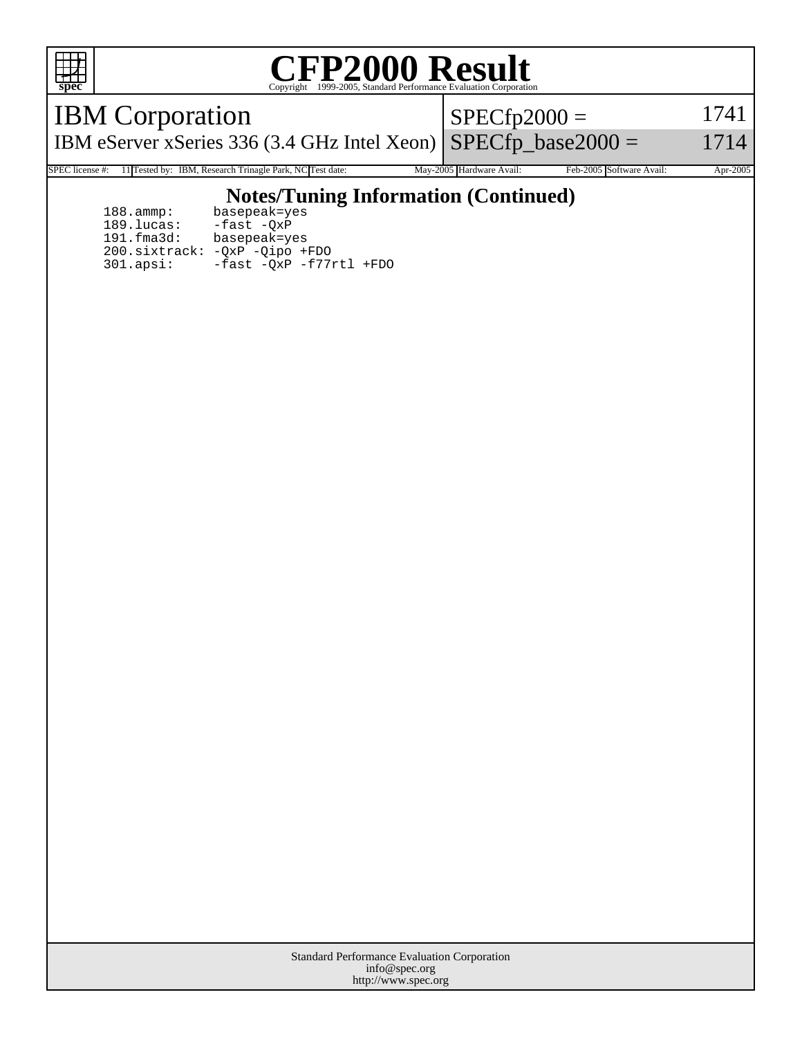# CFP2000 Result

Copyright 1999-2005, Standard Performance Evaluation Corporation

## IBM Corporation

IBM eServer xSeries 336 (3.4 GHz Intel Xeon)

SPECfp2000 = 1741

SPECfp_base2000 = 1714

| SPEC license #: | 11 | Tested by: | IBM, Research Trinagle Park, NC | Test date: | May-2005 | Hardware Avail: | Feb-2005 | Software Avail: | Apr-2005 |
|---|---|---|---|---|---|---|---|---|---|

### Notes/Tuning Information (Continued)

```
188.ammp:     basepeak=yes
189.lucas:    -fast -QxP
191.fma3d:    basepeak=yes
200.sixtrack: -QxP -Qipo +FDO
301.apsi:     -fast -QxP -f77rtl +FDO
```

Standard Performance Evaluation Corporation
info@spec.org
http://www.spec.org